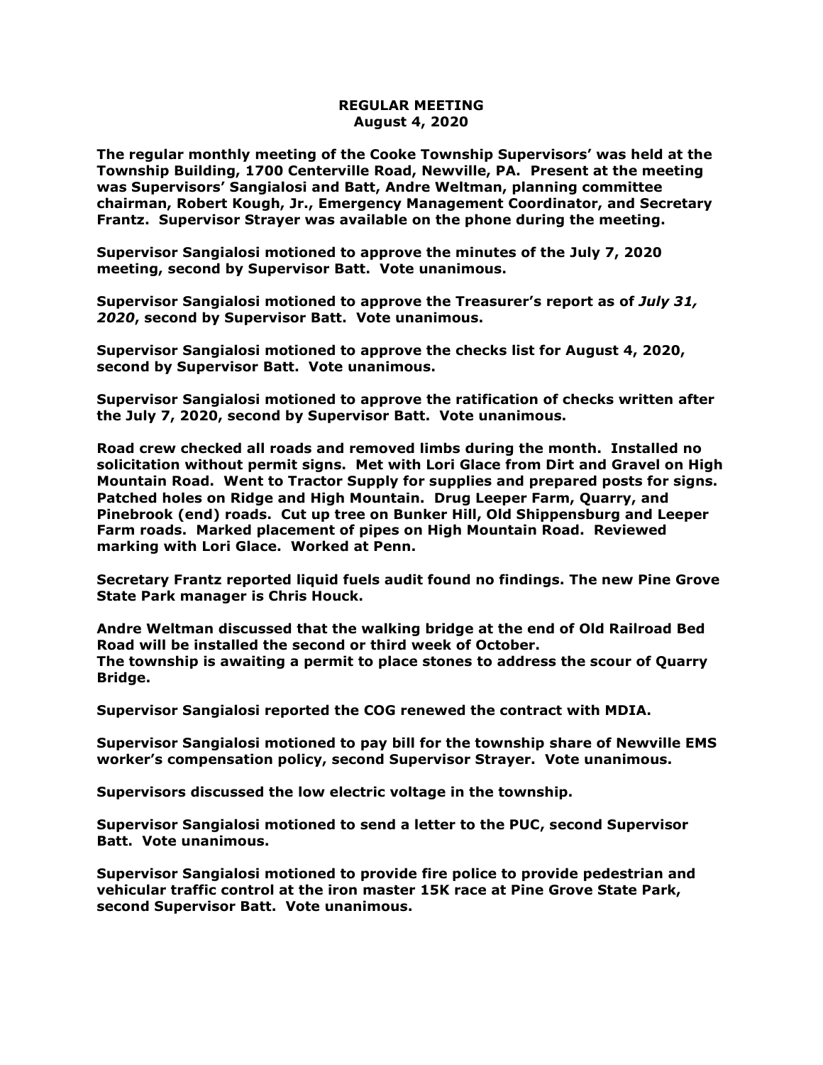**REGULAR MEETING**
**August 4, 2020**

**The regular monthly meeting of the Cooke Township Supervisors' was held at the Township Building, 1700 Centerville Road, Newville, PA. Present at the meeting was Supervisors' Sangialosi and Batt, Andre Weltman, planning committee chairman, Robert Kough, Jr., Emergency Management Coordinator, and Secretary Frantz. Supervisor Strayer was available on the phone during the meeting.**

**Supervisor Sangialosi motioned to approve the minutes of the July 7, 2020 meeting, second by Supervisor Batt. Vote unanimous.**

**Supervisor Sangialosi motioned to approve the Treasurer's report as of *July 31, 2020*, second by Supervisor Batt. Vote unanimous.**

**Supervisor Sangialosi motioned to approve the checks list for August 4, 2020, second by Supervisor Batt. Vote unanimous.**

**Supervisor Sangialosi motioned to approve the ratification of checks written after the July 7, 2020, second by Supervisor Batt. Vote unanimous.**

**Road crew checked all roads and removed limbs during the month. Installed no solicitation without permit signs. Met with Lori Glace from Dirt and Gravel on High Mountain Road. Went to Tractor Supply for supplies and prepared posts for signs. Patched holes on Ridge and High Mountain. Drug Leeper Farm, Quarry, and Pinebrook (end) roads. Cut up tree on Bunker Hill, Old Shippensburg and Leeper Farm roads. Marked placement of pipes on High Mountain Road. Reviewed marking with Lori Glace. Worked at Penn.**

**Secretary Frantz reported liquid fuels audit found no findings. The new Pine Grove State Park manager is Chris Houck.**

**Andre Weltman discussed that the walking bridge at the end of Old Railroad Bed Road will be installed the second or third week of October.**
**The township is awaiting a permit to place stones to address the scour of Quarry Bridge.**

**Supervisor Sangialosi reported the COG renewed the contract with MDIA.**

**Supervisor Sangialosi motioned to pay bill for the township share of Newville EMS worker's compensation policy, second Supervisor Strayer. Vote unanimous.**

**Supervisors discussed the low electric voltage in the township.**

**Supervisor Sangialosi motioned to send a letter to the PUC, second Supervisor Batt. Vote unanimous.**

**Supervisor Sangialosi motioned to provide fire police to provide pedestrian and vehicular traffic control at the iron master 15K race at Pine Grove State Park, second Supervisor Batt. Vote unanimous.**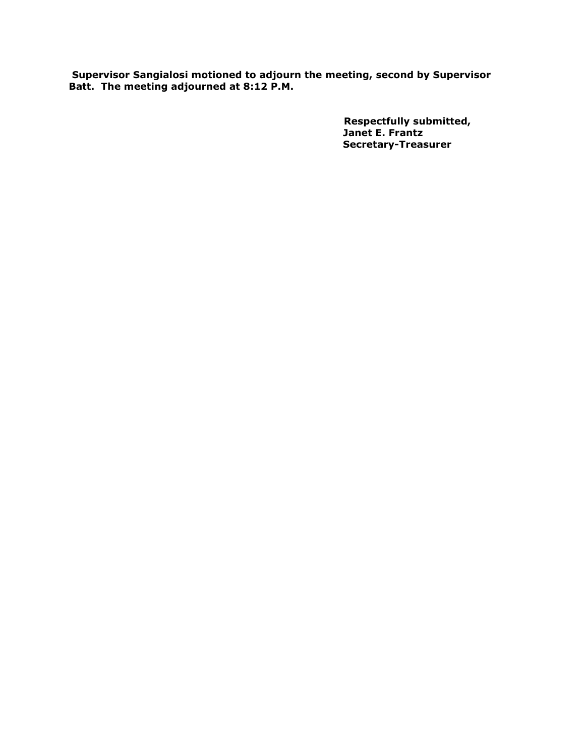**Supervisor Sangialosi motioned to adjourn the meeting, second by Supervisor Batt. The meeting adjourned at 8:12 P.M.**

**Respectfully submitted,**
**Janet E. Frantz**
**Secretary-Treasurer**